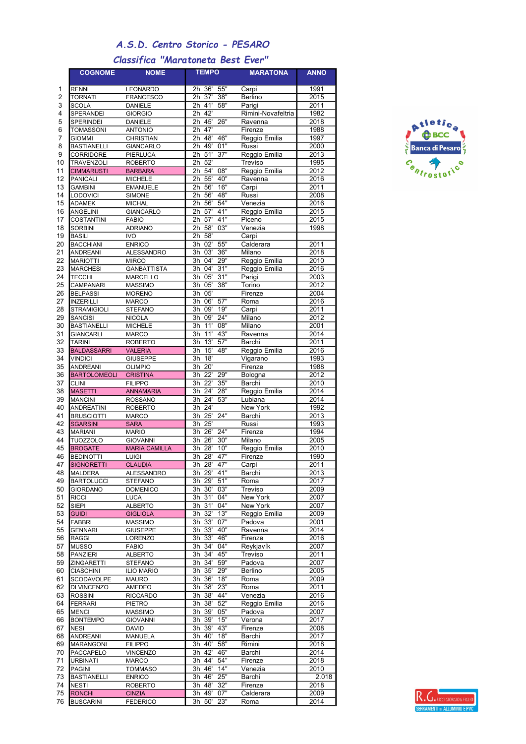# A.S.D. Centro Storico - PESARO

## Classifica "Maratoneta Best Ever"

| | COGNOME | NOME | TEMPO | MARATONA | ANNO |
|---|---|---|---|---|---|
| 1 | RENNI | LEONARDO | 2h 36' 55" | Carpi | 1991 |
| 2 | TORNATI | FRANCESCO | 2h 37' 38" | Berlino | 2015 |
| 3 | SCOLA | DANIELE | 2h 41' 58" | Parigi | 2011 |
| 4 | SPERANDEI | GIORGIO | 2h 42' | Rimini-Novafeltria | 1982 |
| 5 | SPERINDEI | DANIELE | 2h 45' 26" | Ravenna | 2018 |
| 6 | TOMASSONI | ANTONIO | 2h 47' | Firenze | 1988 |
| 7 | GIOMMI | CHRISTIAN | 2h 48' 46" | Reggio Emilia | 1997 |
| 8 | BASTIANELLI | GIANCARLO | 2h 49' 01" | Russi | 2000 |
| 9 | CORRIDORE | PIERLUCA | 2h 51' 37" | Reggio Emilia | 2013 |
| 10 | TRAVENZOLI | ROBERTO | 2h 52' | Treviso | 1995 |
| 11 | CIMMARUSTI | BARBARA | 2h 54' 08" | Reggio Emilia | 2012 |
| 12 | PANICALI | MICHELE | 2h 55' 40" | Ravenna | 2016 |
| 13 | GAMBINI | EMANUELE | 2h 56' 16" | Carpi | 2011 |
| 14 | LODOVICI | SIMONE | 2h 56' 48" | Russi | 2008 |
| 15 | ADAMEK | MICHAL | 2h 56' 54" | Venezia | 2016 |
| 16 | ANGELINI | GIANCARLO | 2h 57' 41" | Reggio Emilia | 2015 |
| 17 | COSTANTINI | FABIO | 2h 57' 41" | Piceno | 2015 |
| 18 | SORBINI | ADRIANO | 2h 58' 03" | Venezia | 1998 |
| 19 | BASILI | IVO | 2h 58' | Carpi | |
| 20 | BACCHIANI | ENRICO | 3h 02' 55" | Calderara | 2011 |
| 21 | ANDREANI | ALESSANDRO | 3h 03' 36" | Milano | 2018 |
| 22 | MARIOTTI | MIRCO | 3h 04' 29" | Reggio Emilia | 2010 |
| 23 | MARCHESI | GANBATTISTA | 3h 04' 31" | Reggio Emilia | 2016 |
| 24 | TECCHI | MARCELLO | 3h 05' 31" | Parigi | 2003 |
| 25 | CAMPANARI | MASSIMO | 3h 05' 38" | Torino | 2012 |
| 26 | BELPASSI | MORENO | 3h 05' | Firenze | 2004 |
| 27 | INZERILLI | MARCO | 3h 06' 57" | Roma | 2016 |
| 28 | STRAMIGIOLI | STEFANO | 3h 09' 19" | Carpi | 2011 |
| 29 | SANCISI | NICOLA | 3h 09' 24" | Milano | 2012 |
| 30 | BASTIANELLI | MICHELE | 3h 11' 08" | Milano | 2001 |
| 31 | GIANCARLI | MARCO | 3h 11' 43" | Ravenna | 2014 |
| 32 | TARINI | ROBERTO | 3h 13' 57" | Barchi | 2011 |
| 33 | BALDASSARRI | VALERIA | 3h 15' 48" | Reggio Emilia | 2016 |
| 34 | VINDICI | GIUSEPPE | 3h 18' | Vigarano | 1993 |
| 35 | ANDREANI | OLIMPIO | 3h 20' | Firenze | 1988 |
| 36 | BARTOLOMEOLI | CRISTINA | 3h 22' 29" | Bologna | 2012 |
| 37 | CLINI | FILIPPO | 3h 22' 35" | Barchi | 2010 |
| 38 | MASETTI | ANNAMARIA | 3h 24' 28" | Reggio Emilia | 2014 |
| 39 | MANCINI | ROSSANO | 3h 24' 53" | Lubiana | 2014 |
| 40 | ANDREATINI | ROBERTO | 3h 24' | New York | 1992 |
| 41 | BRUSCIOTTI | MARCO | 3h 25' 24" | Barchi | 2013 |
| 42 | SGARSINI | SARA | 3h 25' | Russi | 1993 |
| 43 | MARIANI | MARIO | 3h 26' 24" | Firenze | 1994 |
| 44 | TUOZZOLO | GIOVANNI | 3h 26' 30" | Milano | 2005 |
| 45 | BROGATE | MARIA CAMILLA | 3h 28' 10" | Reggio Emilia | 2010 |
| 46 | BEDINOTTI | LUIGI | 3h 28' 47" | Firenze | 1990 |
| 47 | SIGNORETTI | CLAUDIA | 3h 28' 47" | Carpi | 2011 |
| 48 | MALDERA | ALESSANDRO | 3h 29' 41" | Barchi | 2013 |
| 49 | BARTOLUCCI | STEFANO | 3h 29' 51" | Roma | 2017 |
| 50 | GIORDANO | DOMENICO | 3h 30' 03" | Treviso | 2009 |
| 51 | RICCI | LUCA | 3h 31' 04" | New York | 2007 |
| 52 | SIEPI | ALBERTO | 3h 31' 04" | New York | 2007 |
| 53 | GUIDI | GIGLIOLA | 3h 32' 13" | Reggio Emilia | 2009 |
| 54 | FABBRI | MASSIMO | 3h 33' 07" | Padova | 2001 |
| 55 | GENNARI | GIUSEPPE | 3h 33' 40" | Ravenna | 2014 |
| 56 | RAGGI | LORENZO | 3h 33' 46" | Firenze | 2016 |
| 57 | MUSSO | FABIO | 3h 34' 04" | Reykjavík | 2007 |
| 58 | PANZIERI | ALBERTO | 3h 34' 45" | Treviso | 2011 |
| 59 | ZINGARETTI | STEFANO | 3h 34' 59" | Padova | 2007 |
| 60 | CIASCHINI | ILIO MARIO | 3h 35' 29" | Berlino | 2005 |
| 61 | SCODAVOLPE | MAURO | 3h 36' 18" | Roma | 2009 |
| 62 | DI VINCENZO | AMEDEO | 3h 38' 23" | Roma | 2011 |
| 63 | ROSSINI | RICCARDO | 3h 38' 44" | Venezia | 2016 |
| 64 | FERRARI | PIETRO | 3h 38' 52" | Reggio Emilia | 2016 |
| 65 | MENCI | MASSIMO | 3h 39' 05" | Padova | 2007 |
| 66 | BONTEMPO | GIOVANNI | 3h 39' 15" | Verona | 2017 |
| 67 | NESI | DAVID | 3h 39' 43" | Firenze | 2008 |
| 68 | ANDREANI | MANUELA | 3h 40' 18" | Barchi | 2017 |
| 69 | MARANGONI | FILIPPO | 3h 40' 58" | Rimini | 2018 |
| 70 | PACCAPELO | VINCENZO | 3h 42' 46" | Barchi | 2014 |
| 71 | URBINATI | MARCO | 3h 44' 54" | Firenze | 2018 |
| 72 | PAGINI | TOMMASO | 3h 46' 14" | Venezia | 2010 |
| 73 | BASTIANELLI | ENRICO | 3h 46' 25" | Barchi | 2.018 |
| 74 | NESTI | ROBERTO | 3h 48' 32" | Firenze | 2018 |
| 75 | RONCHI | CINZIA | 3h 49' 07" | Calderara | 2009 |
| 76 | BUSCARINI | FEDERICO | 3h 50' 23" | Roma | 2014 |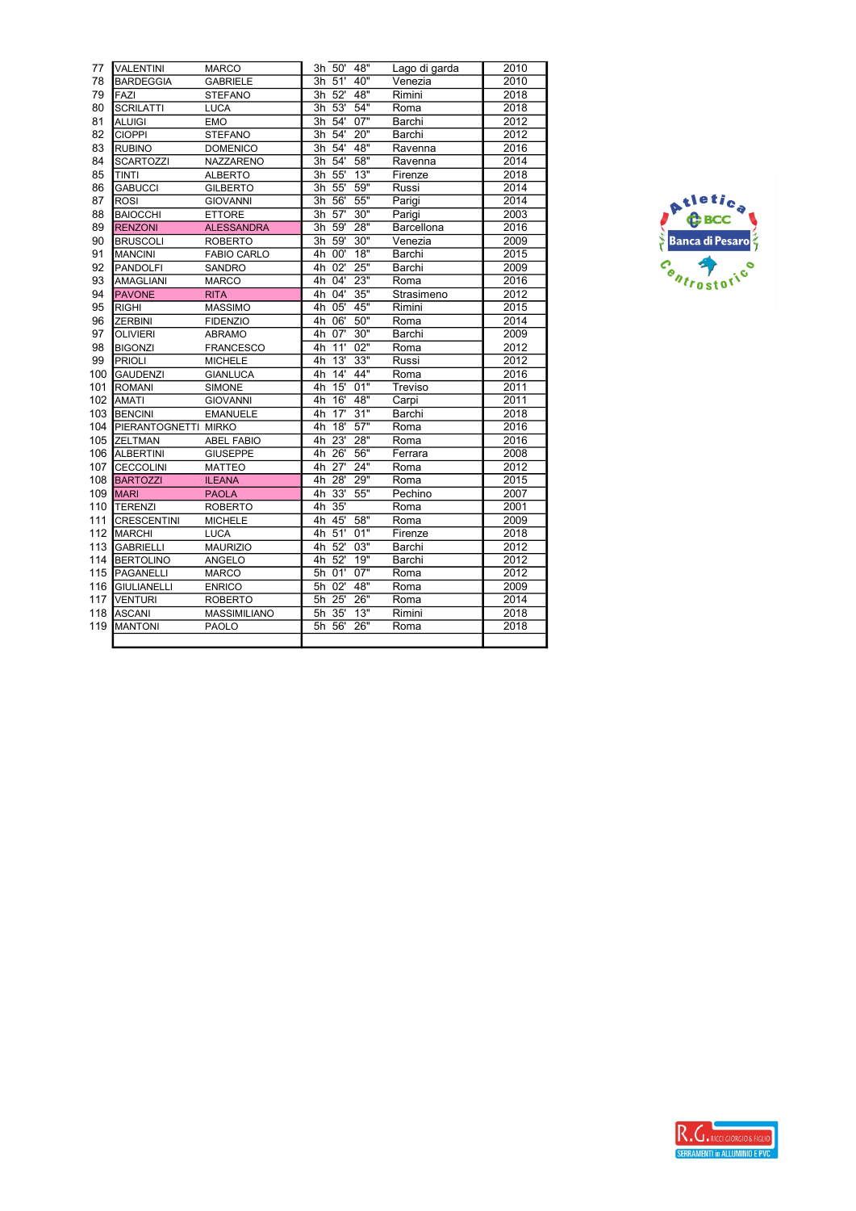| | | | | | |
|---|---|---|---|---|---|
| 77 | VALENTINI | MARCO | 3h 50' 48" | Lago di garda | 2010 |
| 78 | BARDEGGIA | GABRIELE | 3h 51' 40" | Venezia | 2010 |
| 79 | FAZI | STEFANO | 3h 52' 48" | Rimini | 2018 |
| 80 | SCRILATTI | LUCA | 3h 53' 54" | Roma | 2018 |
| 81 | ALUIGI | EMO | 3h 54' 07" | Barchi | 2012 |
| 82 | CIOPPI | STEFANO | 3h 54' 20" | Barchi | 2012 |
| 83 | RUBINO | DOMENICO | 3h 54' 48" | Ravenna | 2016 |
| 84 | SCARTOZZI | NAZZARENO | 3h 54' 58" | Ravenna | 2014 |
| 85 | TINTI | ALBERTO | 3h 55' 13" | Firenze | 2018 |
| 86 | GABUCCI | GILBERTO | 3h 55' 59" | Russi | 2014 |
| 87 | ROSI | GIOVANNI | 3h 56' 55" | Parigi | 2014 |
| 88 | BAIOCCHI | ETTORE | 3h 57' 30" | Parigi | 2003 |
| 89 | RENZONI | ALESSANDRA | 3h 59' 28" | Barcellona | 2016 |
| 90 | BRUSCOLI | ROBERTO | 3h 59' 30" | Venezia | 2009 |
| 91 | MANCINI | FABIO CARLO | 4h 00' 18" | Barchi | 2015 |
| 92 | PANDOLFI | SANDRO | 4h 02' 25" | Barchi | 2009 |
| 93 | AMAGLIANI | MARCO | 4h 04' 23" | Roma | 2016 |
| 94 | PAVONE | RITA | 4h 04' 35" | Strasimeno | 2012 |
| 95 | RIGHI | MASSIMO | 4h 05' 45" | Rimini | 2015 |
| 96 | ZERBINI | FIDENZIO | 4h 06' 50" | Roma | 2014 |
| 97 | OLIVIERI | ABRAMO | 4h 07' 30" | Barchi | 2009 |
| 98 | BIGONZI | FRANCESCO | 4h 11' 02" | Roma | 2012 |
| 99 | PRIOLI | MICHELE | 4h 13' 33" | Russi | 2012 |
| 100 | GAUDENZI | GIANLUCA | 4h 14' 44" | Roma | 2016 |
| 101 | ROMANI | SIMONE | 4h 15' 01" | Treviso | 2011 |
| 102 | AMATI | GIOVANNI | 4h 16' 48" | Carpi | 2011 |
| 103 | BENCINI | EMANUELE | 4h 17' 31" | Barchi | 2018 |
| 104 | PIERANTOGNETTI | MIRKO | 4h 18' 57" | Roma | 2016 |
| 105 | ZELTMAN | ABEL FABIO | 4h 23' 28" | Roma | 2016 |
| 106 | ALBERTINI | GIUSEPPE | 4h 26' 56" | Ferrara | 2008 |
| 107 | CECCOLINI | MATTEO | 4h 27' 24" | Roma | 2012 |
| 108 | BARTOZZI | ILEANA | 4h 28' 29" | Roma | 2015 |
| 109 | MARI | PAOLA | 4h 33' 55" | Pechino | 2007 |
| 110 | TERENZI | ROBERTO | 4h 35' | Roma | 2001 |
| 111 | CRESCENTINI | MICHELE | 4h 45' 58" | Roma | 2009 |
| 112 | MARCHI | LUCA | 4h 51' 01" | Firenze | 2018 |
| 113 | GABRIELLI | MAURIZIO | 4h 52' 03" | Barchi | 2012 |
| 114 | BERTOLINO | ANGELO | 4h 52' 19" | Barchi | 2012 |
| 115 | PAGANELLI | MARCO | 5h 01' 07" | Roma | 2012 |
| 116 | GIULIANELLI | ENRICO | 5h 02' 48" | Roma | 2009 |
| 117 | VENTURI | ROBERTO | 5h 25' 26" | Roma | 2014 |
| 118 | ASCANI | MASSIMILIANO | 5h 35' 13" | Rimini | 2018 |
| 119 | MANTONI | PAOLO | 5h 56' 26" | Roma | 2018 |

Atletica BCC Banca di Pesaro Centrostorico

R.G. RICCI GIORGIO & FIGLIO SERRAMENTI in ALLUMINIO E PVC